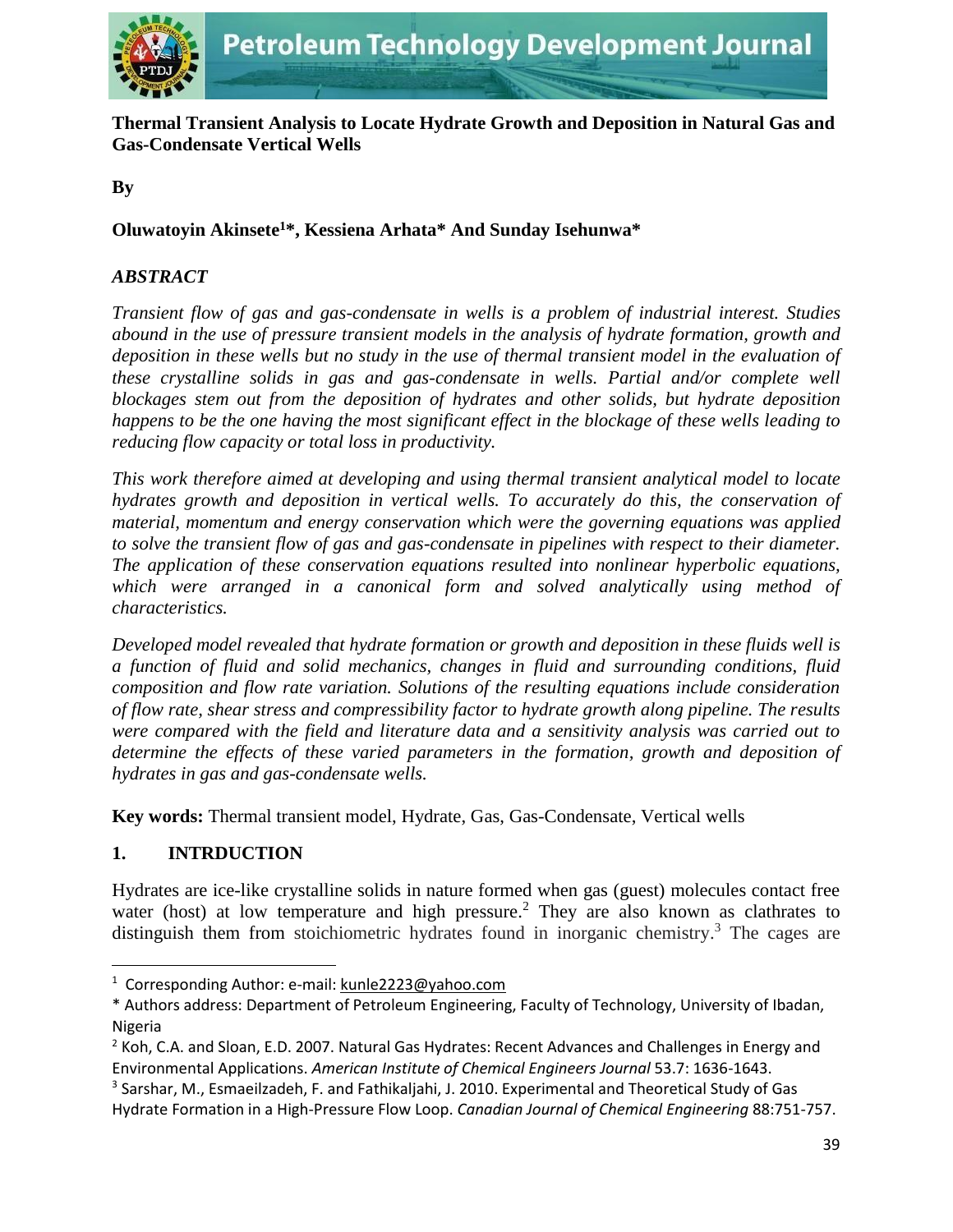# Thermal Transient Analysis to Locate Hydrate Growth and Deposition in Natural Gas and Gas-Condensate Vertical Wells

**By**

**Oluwatoyin Akinsete[1]*, Kessiena Arhata* And Sunday Isehunwa***

## *ABSTRACT*

*Transient flow of gas and gas-condensate in wells is a problem of industrial interest. Studies abound in the use of pressure transient models in the analysis of hydrate formation, growth and deposition in these wells but no study in the use of thermal transient model in the evaluation of these crystalline solids in gas and gas-condensate in wells. Partial and/or complete well blockages stem out from the deposition of hydrates and other solids, but hydrate deposition happens to be the one having the most significant effect in the blockage of these wells leading to reducing flow capacity or total loss in productivity.*

*This work therefore aimed at developing and using thermal transient analytical model to locate hydrates growth and deposition in vertical wells. To accurately do this, the conservation of material, momentum and energy conservation which were the governing equations was applied to solve the transient flow of gas and gas-condensate in pipelines with respect to their diameter. The application of these conservation equations resulted into nonlinear hyperbolic equations, which were arranged in a canonical form and solved analytically using method of characteristics.*

*Developed model revealed that hydrate formation or growth and deposition in these fluids well is a function of fluid and solid mechanics, changes in fluid and surrounding conditions, fluid composition and flow rate variation. Solutions of the resulting equations include consideration of flow rate, shear stress and compressibility factor to hydrate growth along pipeline. The results were compared with the field and literature data and a sensitivity analysis was carried out to determine the effects of these varied parameters in the formation, growth and deposition of hydrates in gas and gas-condensate wells.*

**Key words:** Thermal transient model, Hydrate, Gas, Gas-Condensate, Vertical wells

## 1. INTRDUCTION

Hydrates are ice-like crystalline solids in nature formed when gas (guest) molecules contact free water (host) at low temperature and high pressure.[2] They are also known as clathrates to distinguish them from stoichiometric hydrates found in inorganic chemistry.[3] The cages are

---

[1] Corresponding Author: e-mail: kunle2223@yahoo.com

* Authors address: Department of Petroleum Engineering, Faculty of Technology, University of Ibadan, Nigeria

[2] Koh, C.A. and Sloan, E.D. 2007. Natural Gas Hydrates: Recent Advances and Challenges in Energy and Environmental Applications. *American Institute of Chemical Engineers Journal* 53.7: 1636-1643.

[3] Sarshar, M., Esmaeilzadeh, F. and Fathikaljahi, J. 2010. Experimental and Theoretical Study of Gas Hydrate Formation in a High-Pressure Flow Loop. *Canadian Journal of Chemical Engineering* 88:751-757.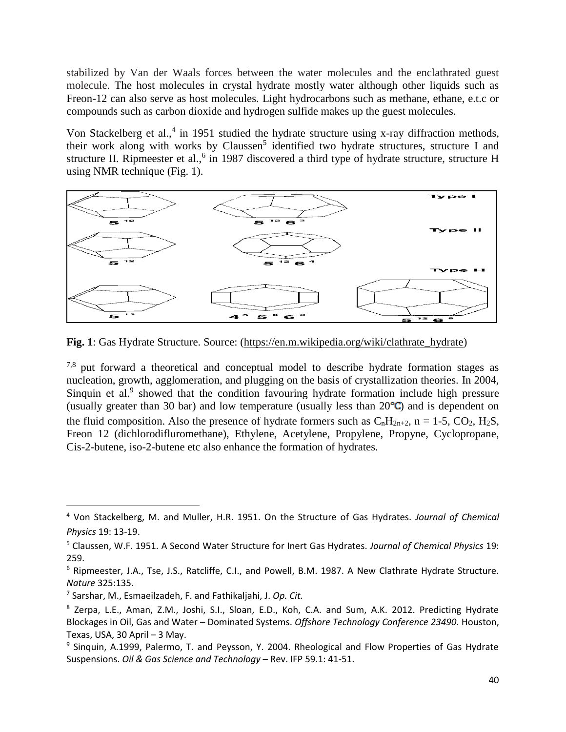stabilized by Van der Waals forces between the water molecules and the enclathrated guest molecule. The host molecules in crystal hydrate mostly water although other liquids such as Freon-12 can also serve as host molecules. Light hydrocarbons such as methane, ethane, e.t.c or compounds such as carbon dioxide and hydrogen sulfide makes up the guest molecules.

Von Stackelberg et al.,[4] in 1951 studied the hydrate structure using x-ray diffraction methods, their work along with works by Claussen[5] identified two hydrate structures, structure I and structure II. Ripmeester et al.,[6] in 1987 discovered a third type of hydrate structure, structure H using NMR technique (Fig. 1).

**Fig. 1**: Gas Hydrate Structure. Source: (https://en.m.wikipedia.org/wiki/clathrate_hydrate)

[7,8] put forward a theoretical and conceptual model to describe hydrate formation stages as nucleation, growth, agglomeration, and plugging on the basis of crystallization theories. In 2004, Sinquin et al.[9] showed that the condition favouring hydrate formation include high pressure (usually greater than 30 bar) and low temperature (usually less than 20°C) and is dependent on the fluid composition. Also the presence of hydrate formers such as $C_nH_{2n+2}$, n = 1-5, $CO_2$, $H_2S$, Freon 12 (dichlorodifluromethane), Ethylene, Acetylene, Propylene, Propyne, Cyclopropane, Cis-2-butene, iso-2-butene etc also enhance the formation of hydrates.

---

[4] Von Stackelberg, M. and Muller, H.R. 1951. On the Structure of Gas Hydrates. *Journal of Chemical Physics* 19: 13-19.

[5] Claussen, W.F. 1951. A Second Water Structure for Inert Gas Hydrates. *Journal of Chemical Physics* 19: 259.

[6] Ripmeester, J.A., Tse, J.S., Ratcliffe, C.I., and Powell, B.M. 1987. A New Clathrate Hydrate Structure. *Nature* 325:135.

[7] Sarshar, M., Esmaeilzadeh, F. and Fathikaljahi, J. *Op. Cit.*

[8] Zerpa, L.E., Aman, Z.M., Joshi, S.I., Sloan, E.D., Koh, C.A. and Sum, A.K. 2012. Predicting Hydrate Blockages in Oil, Gas and Water – Dominated Systems. *Offshore Technology Conference 23490.* Houston, Texas, USA, 30 April – 3 May.

[9] Sinquin, A.1999, Palermo, T. and Peysson, Y. 2004. Rheological and Flow Properties of Gas Hydrate Suspensions. *Oil & Gas Science and Technology* – Rev. IFP 59.1: 41-51.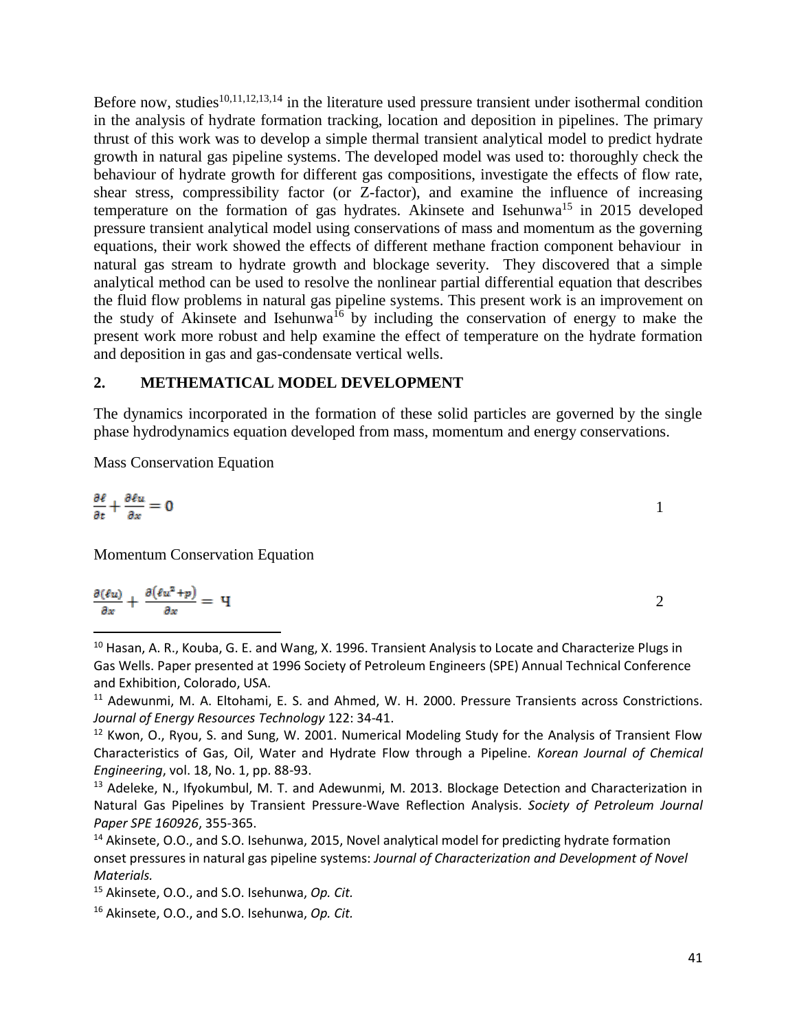Before now, studies[10,11,12,13,14] in the literature used pressure transient under isothermal condition in the analysis of hydrate formation tracking, location and deposition in pipelines. The primary thrust of this work was to develop a simple thermal transient analytical model to predict hydrate growth in natural gas pipeline systems. The developed model was used to: thoroughly check the behaviour of hydrate growth for different gas compositions, investigate the effects of flow rate, shear stress, compressibility factor (or Z-factor), and examine the influence of increasing temperature on the formation of gas hydrates. Akinsete and Isehunwa[15] in 2015 developed pressure transient analytical model using conservations of mass and momentum as the governing equations, their work showed the effects of different methane fraction component behaviour in natural gas stream to hydrate growth and blockage severity. They discovered that a simple analytical method can be used to resolve the nonlinear partial differential equation that describes the fluid flow problems in natural gas pipeline systems. This present work is an improvement on the study of Akinsete and Isehunwa[16] by including the conservation of energy to make the present work more robust and help examine the effect of temperature on the hydrate formation and deposition in gas and gas-condensate vertical wells.

## 2. METHEMATICAL MODEL DEVELOPMENT

The dynamics incorporated in the formation of these solid particles are governed by the single phase hydrodynamics equation developed from mass, momentum and energy conservations.

Mass Conservation Equation

$$\frac{\partial \ell}{\partial t} + \frac{\partial \ell u}{\partial x} = 0 \qquad 1$$

Momentum Conservation Equation

$$\frac{\partial (\ell u)}{\partial x} + \frac{\partial \left(\ell u^2 + p\right)}{\partial x} = \text{Ч} \qquad 2$$

---

[10] Hasan, A. R., Kouba, G. E. and Wang, X. 1996. Transient Analysis to Locate and Characterize Plugs in Gas Wells. Paper presented at 1996 Society of Petroleum Engineers (SPE) Annual Technical Conference and Exhibition, Colorado, USA.

[11] Adewunmi, M. A. Eltohami, E. S. and Ahmed, W. H. 2000. Pressure Transients across Constrictions. *Journal of Energy Resources Technology* 122: 34-41.

[12] Kwon, O., Ryou, S. and Sung, W. 2001. Numerical Modeling Study for the Analysis of Transient Flow Characteristics of Gas, Oil, Water and Hydrate Flow through a Pipeline. *Korean Journal of Chemical Engineering*, vol. 18, No. 1, pp. 88-93.

[13] Adeleke, N., Ifyokumbul, M. T. and Adewunmi, M. 2013. Blockage Detection and Characterization in Natural Gas Pipelines by Transient Pressure-Wave Reflection Analysis. *Society of Petroleum Journal Paper SPE 160926*, 355-365.

[14] Akinsete, O.O., and S.O. Isehunwa, 2015, Novel analytical model for predicting hydrate formation onset pressures in natural gas pipeline systems: *Journal of Characterization and Development of Novel Materials.*

[15] Akinsete, O.O., and S.O. Isehunwa, *Op. Cit.*

[16] Akinsete, O.O., and S.O. Isehunwa, *Op. Cit.*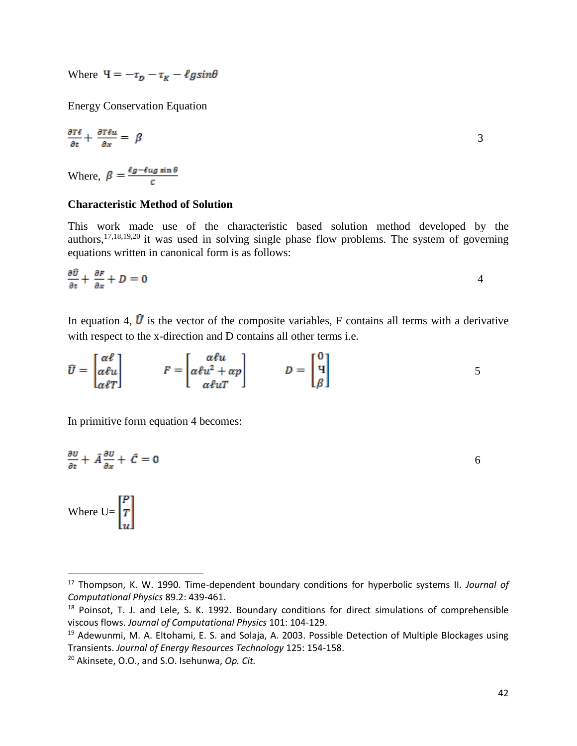Where $Ч = -\tau_D - \tau_K - \ell g sin\theta$

Energy Conservation Equation

$$\frac{\partial T\ell}{\partial t} + \frac{\partial T\ell u}{\partial x} = \beta \tag{3}$$

Where, $\beta = \frac{\ell g - \ell ug \sin\theta}{c}$

**Characteristic Method of Solution**

This work made use of the characteristic based solution method developed by the authors,[17,18,19,20] it was used in solving single phase flow problems. The system of governing equations written in canonical form is as follows:

$$\frac{\partial \widehat{U}}{\partial t} + \frac{\partial F}{\partial x} + D = 0 \tag{4}$$

In equation 4, $\widehat{U}$ is the vector of the composite variables, F contains all terms with a derivative with respect to the x-direction and D contains all other terms i.e.

$$\widehat{U} = \begin{bmatrix} \alpha\ell \\ \alpha\ell u \\ \alpha\ell T \end{bmatrix} \qquad F = \begin{bmatrix} \alpha\ell u \\ \alpha\ell u^2 + \alpha p \\ \alpha\ell uT \end{bmatrix} \qquad D = \begin{bmatrix} 0 \\ Ч \\ \beta \end{bmatrix} \tag{5}$$

In primitive form equation 4 becomes:

$$\frac{\partial U}{\partial t} + \hat{A}\frac{\partial U}{\partial x} + \hat{C} = 0 \tag{6}$$

Where $U = \begin{bmatrix} P \\ T \\ u \end{bmatrix}$

---

[17] Thompson, K. W. 1990. Time-dependent boundary conditions for hyperbolic systems II. *Journal of Computational Physics* 89.2: 439-461.

[18] Poinsot, T. J. and Lele, S. K. 1992. Boundary conditions for direct simulations of comprehensible viscous flows. *Journal of Computational Physics* 101: 104-129.

[19] Adewunmi, M. A. Eltohami, E. S. and Solaja, A. 2003. Possible Detection of Multiple Blockages using Transients. *Journal of Energy Resources Technology* 125: 154-158.

[20] Akinsete, O.O., and S.O. Isehunwa, *Op. Cit.*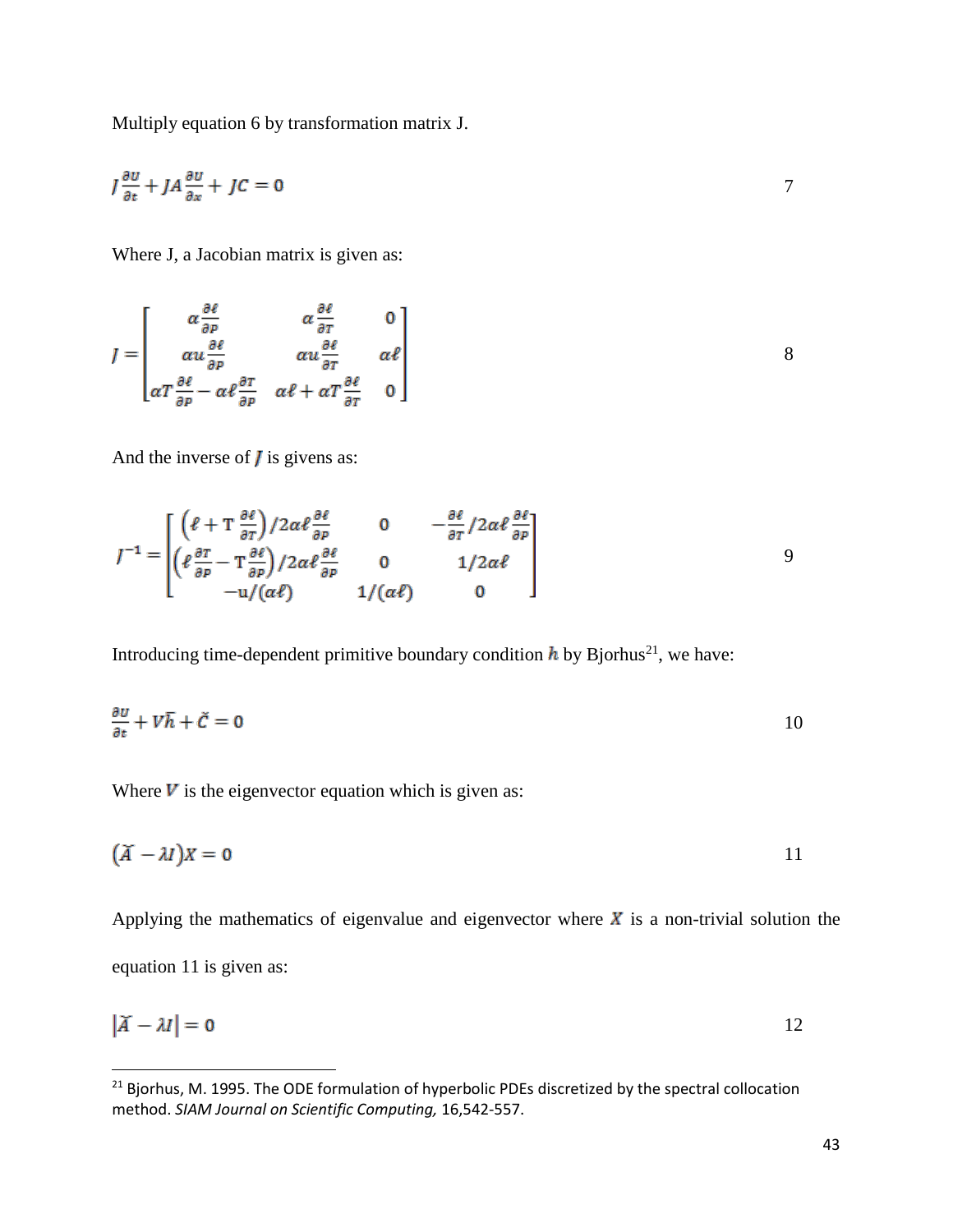Multiply equation 6 by transformation matrix J.

$$J\frac{\partial U}{\partial t} + JA\frac{\partial U}{\partial x} + JC = 0 \tag{7}$$

Where J, a Jacobian matrix is given as:

$$J = \begin{bmatrix} \alpha\frac{\partial \ell}{\partial P} & \alpha\frac{\partial \ell}{\partial T} & 0 \\ \alpha u\frac{\partial \ell}{\partial P} & \alpha u\frac{\partial \ell}{\partial T} & \alpha\ell \\ \alpha T\frac{\partial \ell}{\partial P} - \alpha\ell\frac{\partial T}{\partial P} & \alpha\ell + \alpha T\frac{\partial \ell}{\partial T} & 0 \end{bmatrix} \tag{8}$$

And the inverse of $J$ is givens as:

$$J^{-1} = \begin{bmatrix} \left(\ell + \mathrm{T}\frac{\partial \ell}{\partial T}\right)/2\alpha\ell\frac{\partial \ell}{\partial P} & 0 & -\frac{\partial \ell}{\partial T}/2\alpha\ell\frac{\partial \ell}{\partial P} \\ \left(\ell\frac{\partial T}{\partial P} - \mathrm{T}\frac{\partial \ell}{\partial P}\right)/2\alpha\ell\frac{\partial \ell}{\partial P} & 0 & 1/2\alpha\ell \\ -\mathrm{u}/(\alpha\ell) & 1/(\alpha\ell) & 0 \end{bmatrix} \tag{9}$$

Introducing time-dependent primitive boundary condition $h$ by Bjorhus[21], we have:

$$\frac{\partial U}{\partial t} + V\bar{h} + \breve{C} = 0 \tag{10}$$

Where $V$ is the eigenvector equation which is given as:

$$(\breve{A} - \lambda I)X = 0 \tag{11}$$

Applying the mathematics of eigenvalue and eigenvector where $X$ is a non-trivial solution the equation 11 is given as:

$$|\breve{A} - \lambda I| = 0 \tag{12}$$

[21] Bjorhus, M. 1995. The ODE formulation of hyperbolic PDEs discretized by the spectral collocation method. *SIAM Journal on Scientific Computing,* 16,542-557.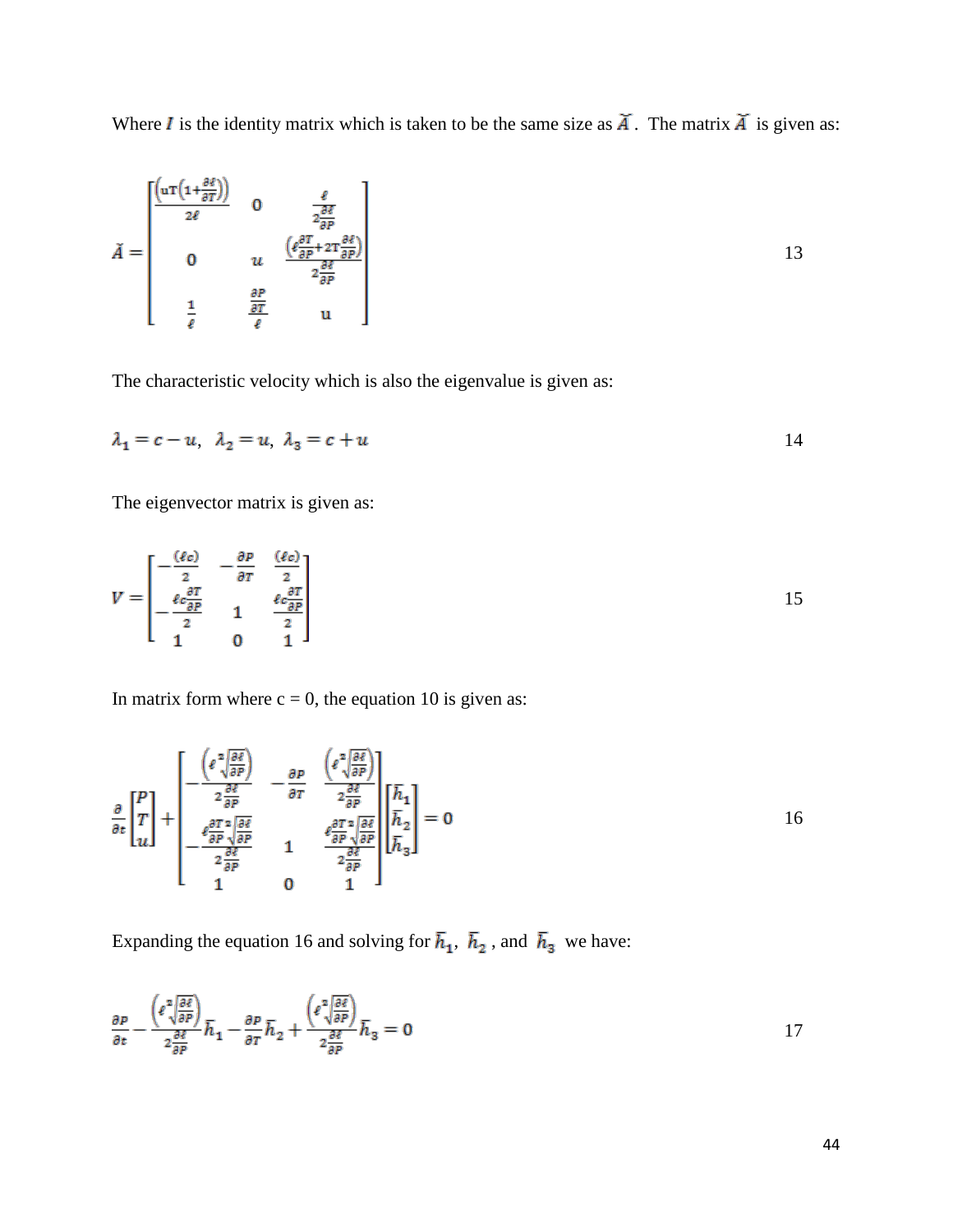Where $\boldsymbol{I}$ is the identity matrix which is taken to be the same size as $\breve{A}$. The matrix $\breve{A}$ is given as:

$$\breve{A} = \begin{bmatrix} \frac{\left(uT\left(1+\frac{\partial \ell}{\partial T}\right)\right)}{2\ell} & 0 & \frac{\ell}{2\frac{\partial \ell}{\partial P}} \\ 0 & u & \frac{\left(\ell\frac{\partial T}{\partial P}+2T\frac{\partial \ell}{\partial P}\right)}{2\frac{\partial \ell}{\partial P}} \\ \frac{1}{\ell} & \frac{\frac{\partial P}{\partial T}}{\ell} & u \end{bmatrix} \tag{13}$$

The characteristic velocity which is also the eigenvalue is given as:

$$\lambda_1 = c - u, \;\; \lambda_2 = u, \;\; \lambda_3 = c + u \tag{14}$$

The eigenvector matrix is given as:

$$V = \begin{bmatrix} -\frac{(\ell c)}{2} & -\frac{\partial P}{\partial T} & \frac{(\ell c)}{2} \\ -\frac{\ell c\frac{\partial T}{\partial P}}{2} & 1 & \frac{\ell c\frac{\partial T}{\partial P}}{2} \\ 1 & 0 & 1 \end{bmatrix} \tag{15}$$

In matrix form where c = 0, the equation 10 is given as:

$$\frac{\partial}{\partial t}\begin{bmatrix} P \\ T \\ u \end{bmatrix} + \begin{bmatrix} -\frac{\left(\ell^2\sqrt{\frac{\partial \ell}{\partial P}}\right)}{2\frac{\partial \ell}{\partial P}} & -\frac{\partial P}{\partial T} & \frac{\left(\ell^2\sqrt{\frac{\partial \ell}{\partial P}}\right)}{2\frac{\partial \ell}{\partial P}} \\ -\frac{\ell\frac{\partial T}{\partial P}{}^2\sqrt{\frac{\partial \ell}{\partial P}}}{2\frac{\partial \ell}{\partial P}} & 1 & \frac{\ell\frac{\partial T}{\partial P}{}^2\sqrt{\frac{\partial \ell}{\partial P}}}{2\frac{\partial \ell}{\partial P}} \\ 1 & 0 & 1 \end{bmatrix}\begin{bmatrix} \bar{h}_1 \\ \bar{h}_2 \\ \bar{h}_3 \end{bmatrix} = 0 \tag{16}$$

Expanding the equation 16 and solving for $\bar{h}_1$, $\bar{h}_2$, and $\bar{h}_3$ we have:

$$\frac{\partial P}{\partial t} - \frac{\left(\ell^2\sqrt{\frac{\partial \ell}{\partial P}}\right)}{2\frac{\partial \ell}{\partial P}}\bar{h}_1 - \frac{\partial P}{\partial T}\bar{h}_2 + \frac{\left(\ell^2\sqrt{\frac{\partial \ell}{\partial P}}\right)}{2\frac{\partial \ell}{\partial P}}\bar{h}_3 = 0 \tag{17}$$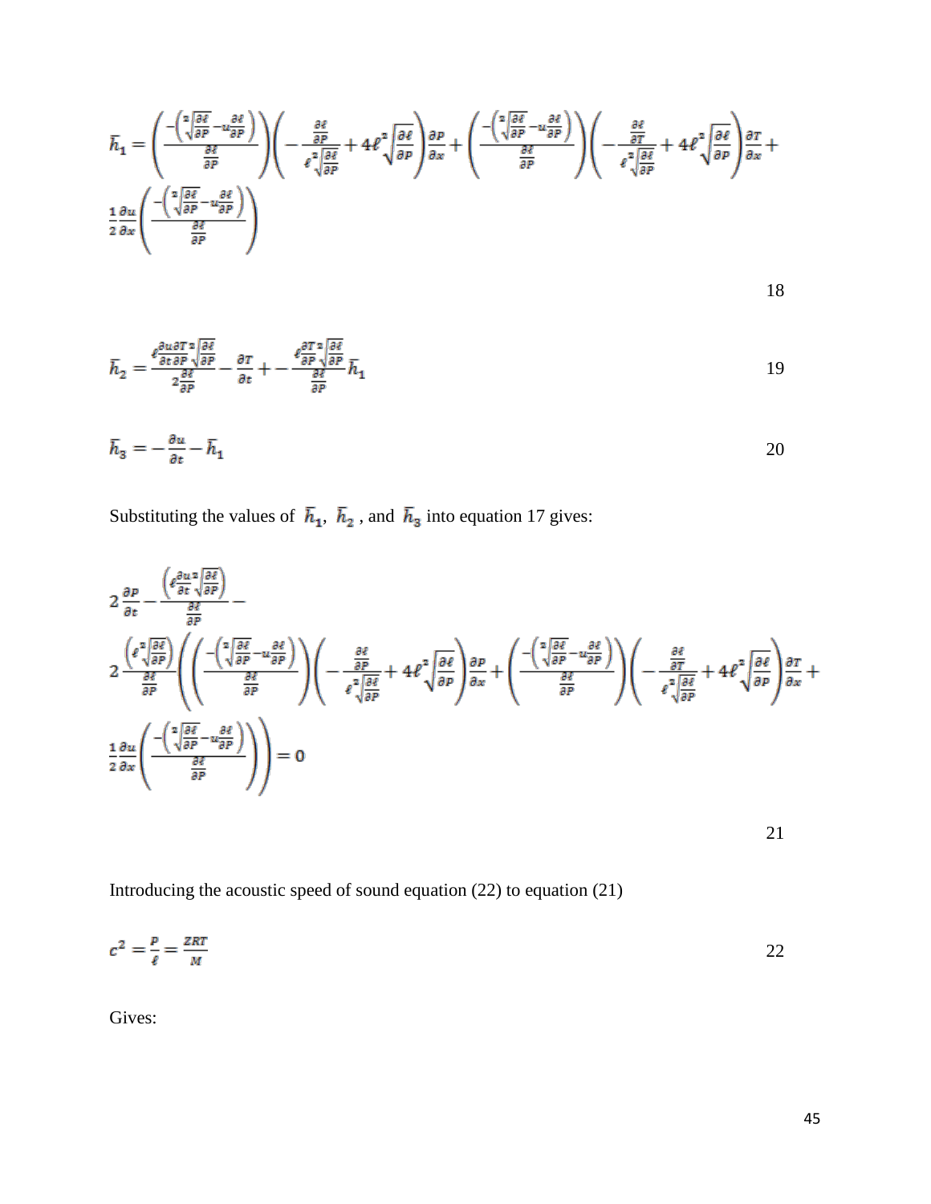$$\bar{h}_1 = \left(\frac{-\left(\sqrt[z]{\frac{\partial \ell}{\partial P}} - u\frac{\partial \ell}{\partial P}\right)}{\frac{\partial \ell}{\partial P}}\right)\left(-\frac{\frac{\partial \ell}{\partial P}}{\ell^{z}\sqrt[z]{\frac{\partial \ell}{\partial P}}} + 4\ell^{z}\sqrt[z]{\frac{\partial \ell}{\partial P}}\right)\frac{\partial P}{\partial x} + \left(\frac{-\left(\sqrt[z]{\frac{\partial \ell}{\partial P}} - u\frac{\partial \ell}{\partial P}\right)}{\frac{\partial \ell}{\partial P}}\right)\left(-\frac{\frac{\partial \ell}{\partial T}}{\ell^{z}\sqrt[z]{\frac{\partial \ell}{\partial P}}} + 4\ell^{z}\sqrt[z]{\frac{\partial \ell}{\partial P}}\right)\frac{\partial T}{\partial x} + \frac{1}{2}\frac{\partial u}{\partial x}\left(\frac{-\left(\sqrt[z]{\frac{\partial \ell}{\partial P}} - u\frac{\partial \ell}{\partial P}\right)}{\frac{\partial \ell}{\partial P}}\right) \tag{18}$$

$$\bar{h}_2 = \frac{\ell\frac{\partial u}{\partial t}\frac{\partial T}{\partial P}\sqrt[z]{\frac{\partial \ell}{\partial P}}}{2\frac{\partial \ell}{\partial P}} - \frac{\partial T}{\partial t} + -\frac{\ell\frac{\partial T}{\partial P}\sqrt[z]{\frac{\partial \ell}{\partial P}}}{\frac{\partial \ell}{\partial P}}\bar{h}_1 \tag{19}$$

$$\bar{h}_3 = -\frac{\partial u}{\partial t} - \bar{h}_1 \tag{20}$$

Substituting the values of $\bar{h}_1$, $\bar{h}_2$, and $\bar{h}_3$ into equation 17 gives:

$$2\frac{\partial P}{\partial t} - \frac{\left(\ell\frac{\partial u}{\partial t}\sqrt[z]{\frac{\partial \ell}{\partial P}}\right)}{\frac{\partial \ell}{\partial P}} - 2\frac{\left(\ell^{z}\sqrt[z]{\frac{\partial \ell}{\partial P}}\right)}{\frac{\partial \ell}{\partial P}}\left(\left(\frac{-\left(\sqrt[z]{\frac{\partial \ell}{\partial P}} - u\frac{\partial \ell}{\partial P}\right)}{\frac{\partial \ell}{\partial P}}\right)\left(-\frac{\frac{\partial \ell}{\partial P}}{\ell^{z}\sqrt[z]{\frac{\partial \ell}{\partial P}}} + 4\ell^{z}\sqrt[z]{\frac{\partial \ell}{\partial P}}\right)\frac{\partial P}{\partial x} + \left(\frac{-\left(\sqrt[z]{\frac{\partial \ell}{\partial P}} - u\frac{\partial \ell}{\partial P}\right)}{\frac{\partial \ell}{\partial P}}\right)\left(-\frac{\frac{\partial \ell}{\partial T}}{\ell^{z}\sqrt[z]{\frac{\partial \ell}{\partial P}}} + 4\ell^{z}\sqrt[z]{\frac{\partial \ell}{\partial P}}\right)\frac{\partial T}{\partial x} + \frac{1}{2}\frac{\partial u}{\partial x}\left(\frac{-\left(\sqrt[z]{\frac{\partial \ell}{\partial P}} - u\frac{\partial \ell}{\partial P}\right)}{\frac{\partial \ell}{\partial P}}\right)\right) = 0 \tag{21}$$

Introducing the acoustic speed of sound equation (22) to equation (21)

$$c^2 = \frac{P}{\ell} = \frac{ZRT}{M} \tag{22}$$

Gives: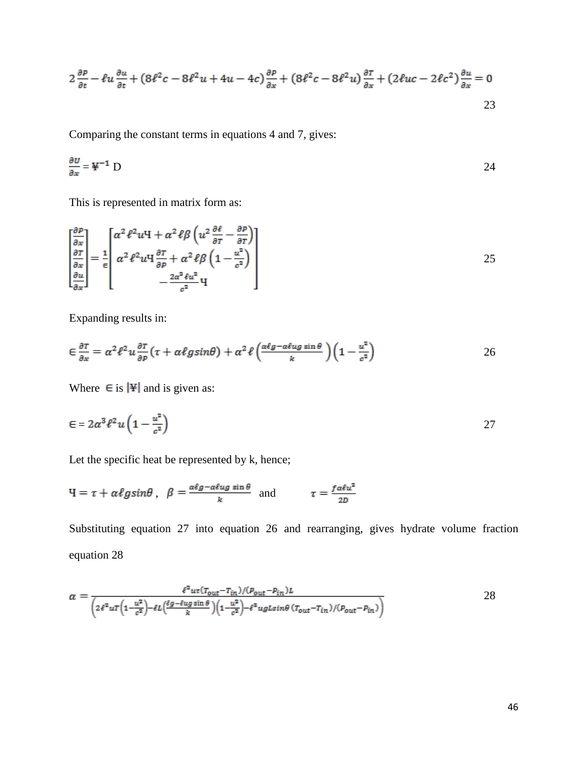$$2\frac{\partial P}{\partial t} - \ell u\frac{\partial u}{\partial t} + (8\ell^2 c - 8\ell^2 u + 4u - 4c)\frac{\partial P}{\partial x} + (8\ell^2 c - 8\ell^2 u)\frac{\partial T}{\partial x} + (2\ell uc - 2\ell c^2)\frac{\partial u}{\partial x} = 0 \quad (23)$$

Comparing the constant terms in equations 4 and 7, gives:

$$\frac{\partial U}{\partial x} = ¥^{-1}\,\mathrm{D} \quad (24)$$

This is represented in matrix form as:

$$\begin{bmatrix} \frac{\partial P}{\partial x} \\ \frac{\partial T}{\partial x} \\ \frac{\partial u}{\partial x} \end{bmatrix} = \frac{1}{\epsilon}\begin{bmatrix} \alpha^2\ell^2 u Ч + \alpha^2\ell\beta\left(u^2\frac{\partial \ell}{\partial T} - \frac{\partial P}{\partial T}\right) \\ \alpha^2\ell^2 u Ч\frac{\partial T}{\partial P} + \alpha^2\ell\beta\left(1 - \frac{u^2}{c^2}\right) \\ -\frac{2\alpha^2\ell u^2}{c^2}Ч \end{bmatrix} \quad (25)$$

Expanding results in:

$$\epsilon\frac{\partial T}{\partial x} = \alpha^2\ell^2 u\frac{\partial T}{\partial P}(\tau + \alpha\ell g \sin\theta) + \alpha^2\ell\left(\frac{\alpha\ell g - \alpha\ell u g\sin\theta}{k}\right)\left(1 - \frac{u^2}{c^2}\right) \quad (26)$$

Where $\epsilon$ is $|¥|$ and is given as:

$$\epsilon = 2\alpha^3\ell^2 u\left(1 - \frac{u^2}{c^2}\right) \quad (27)$$

Let the specific heat be represented by k, hence;

$$Ч = \tau + \alpha\ell g\sin\theta\,, \quad \beta = \frac{\alpha\ell g - \alpha\ell u g\sin\theta}{k} \quad \text{and} \quad \tau = \frac{f\alpha\ell u^2}{2D}$$

Substituting equation 27 into equation 26 and rearranging, gives hydrate volume fraction equation 28

$$\alpha = \frac{\ell^2 u\tau(T_{out} - T_{in})/(P_{out} - P_{in})L}{\left(2\ell^2 uT\left(1 - \frac{u^2}{c^2}\right) - \ell L\left(\frac{\ell g - \ell u g\sin\theta}{k}\right)\left(1 - \frac{u^2}{c^2}\right) - \ell^3 u g L\sin\theta\,(T_{out} - T_{in})/(P_{out} - P_{in})\right)} \quad (28)$$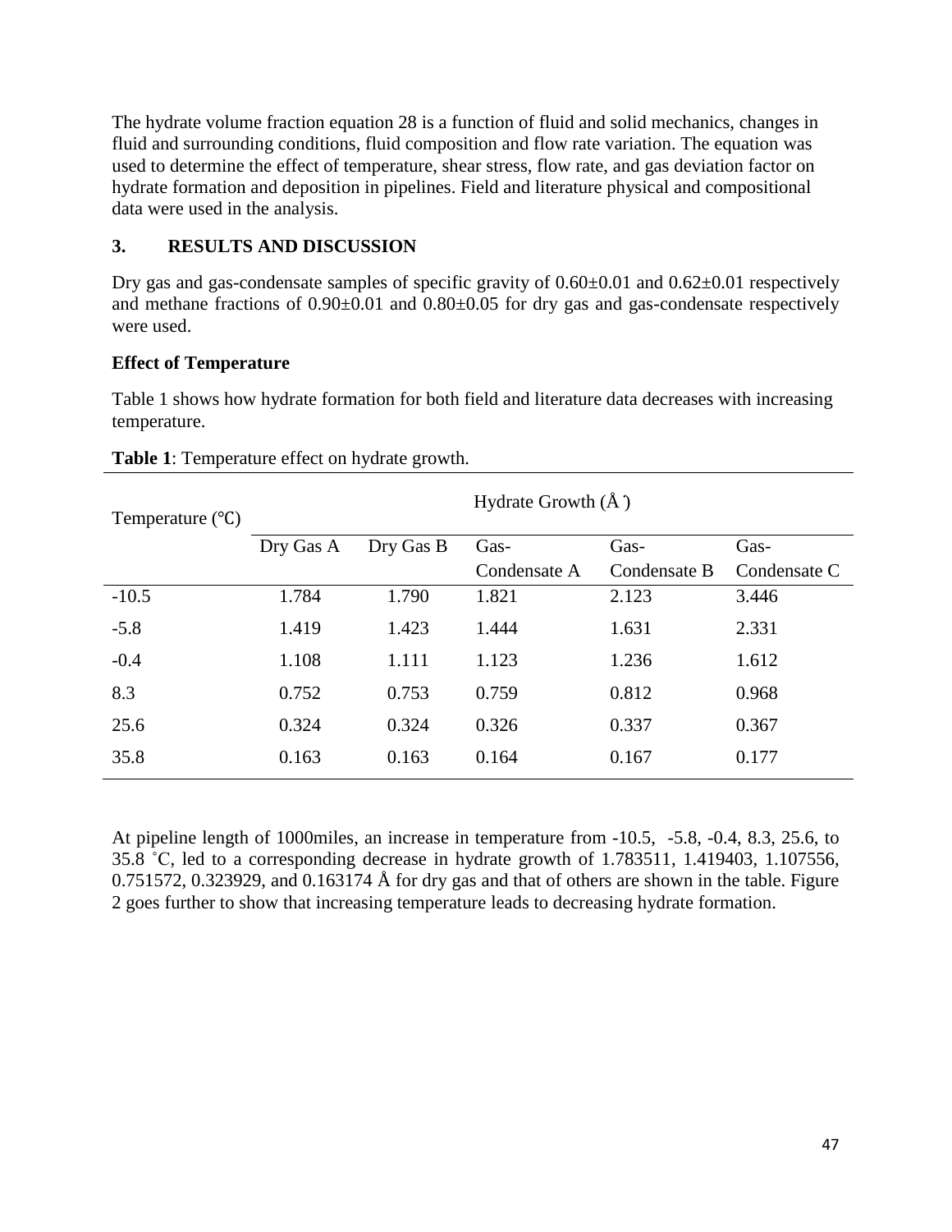The hydrate volume fraction equation 28 is a function of fluid and solid mechanics, changes in fluid and surrounding conditions, fluid composition and flow rate variation. The equation was used to determine the effect of temperature, shear stress, flow rate, and gas deviation factor on hydrate formation and deposition in pipelines. Field and literature physical and compositional data were used in the analysis.

## 3. RESULTS AND DISCUSSION

Dry gas and gas-condensate samples of specific gravity of 0.60±0.01 and 0.62±0.01 respectively and methane fractions of 0.90±0.01 and 0.80±0.05 for dry gas and gas-condensate respectively were used.

### Effect of Temperature

Table 1 shows how hydrate formation for both field and literature data decreases with increasing temperature.

**Table 1**: Temperature effect on hydrate growth.

| Temperature (℃) | Hydrate Growth (Å) | | | | |
|---|---|---|---|---|---|
| | Dry Gas A | Dry Gas B | Gas-Condensate A | Gas-Condensate B | Gas-Condensate C |
| -10.5 | 1.784 | 1.790 | 1.821 | 2.123 | 3.446 |
| -5.8 | 1.419 | 1.423 | 1.444 | 1.631 | 2.331 |
| -0.4 | 1.108 | 1.111 | 1.123 | 1.236 | 1.612 |
| 8.3 | 0.752 | 0.753 | 0.759 | 0.812 | 0.968 |
| 25.6 | 0.324 | 0.324 | 0.326 | 0.337 | 0.367 |
| 35.8 | 0.163 | 0.163 | 0.164 | 0.167 | 0.177 |

At pipeline length of 1000miles, an increase in temperature from -10.5, -5.8, -0.4, 8.3, 25.6, to 35.8 ˚C, led to a corresponding decrease in hydrate growth of 1.783511, 1.419403, 1.107556, 0.751572, 0.323929, and 0.163174 Å for dry gas and that of others are shown in the table. Figure 2 goes further to show that increasing temperature leads to decreasing hydrate formation.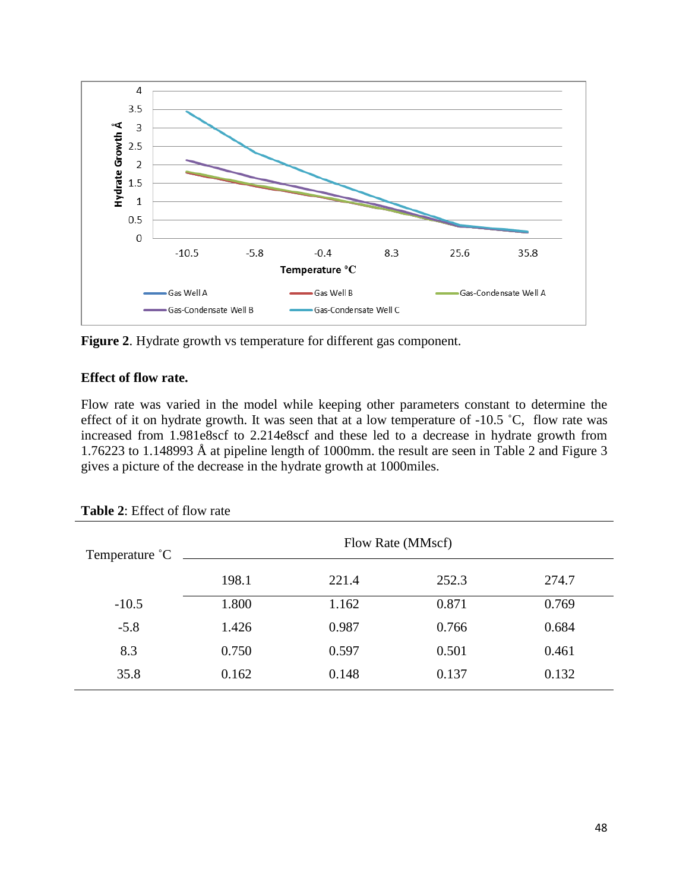**Figure 2**. Hydrate growth vs temperature for different gas component.

**Effect of flow rate.**

Flow rate was varied in the model while keeping other parameters constant to determine the effect of it on hydrate growth. It was seen that at a low temperature of -10.5 ˚C, flow rate was increased from 1.981e8scf to 2.214e8scf and these led to a decrease in hydrate growth from 1.76223 to 1.148993 Å at pipeline length of 1000mm. the result are seen in Table 2 and Figure 3 gives a picture of the decrease in the hydrate growth at 1000miles.

**Table 2**: Effect of flow rate

| Temperature ˚C | Flow Rate (MMscf) | | | |
|---|---|---|---|---|
| | 198.1 | 221.4 | 252.3 | 274.7 |
| -10.5 | 1.800 | 1.162 | 0.871 | 0.769 |
| -5.8 | 1.426 | 0.987 | 0.766 | 0.684 |
| 8.3 | 0.750 | 0.597 | 0.501 | 0.461 |
| 35.8 | 0.162 | 0.148 | 0.137 | 0.132 |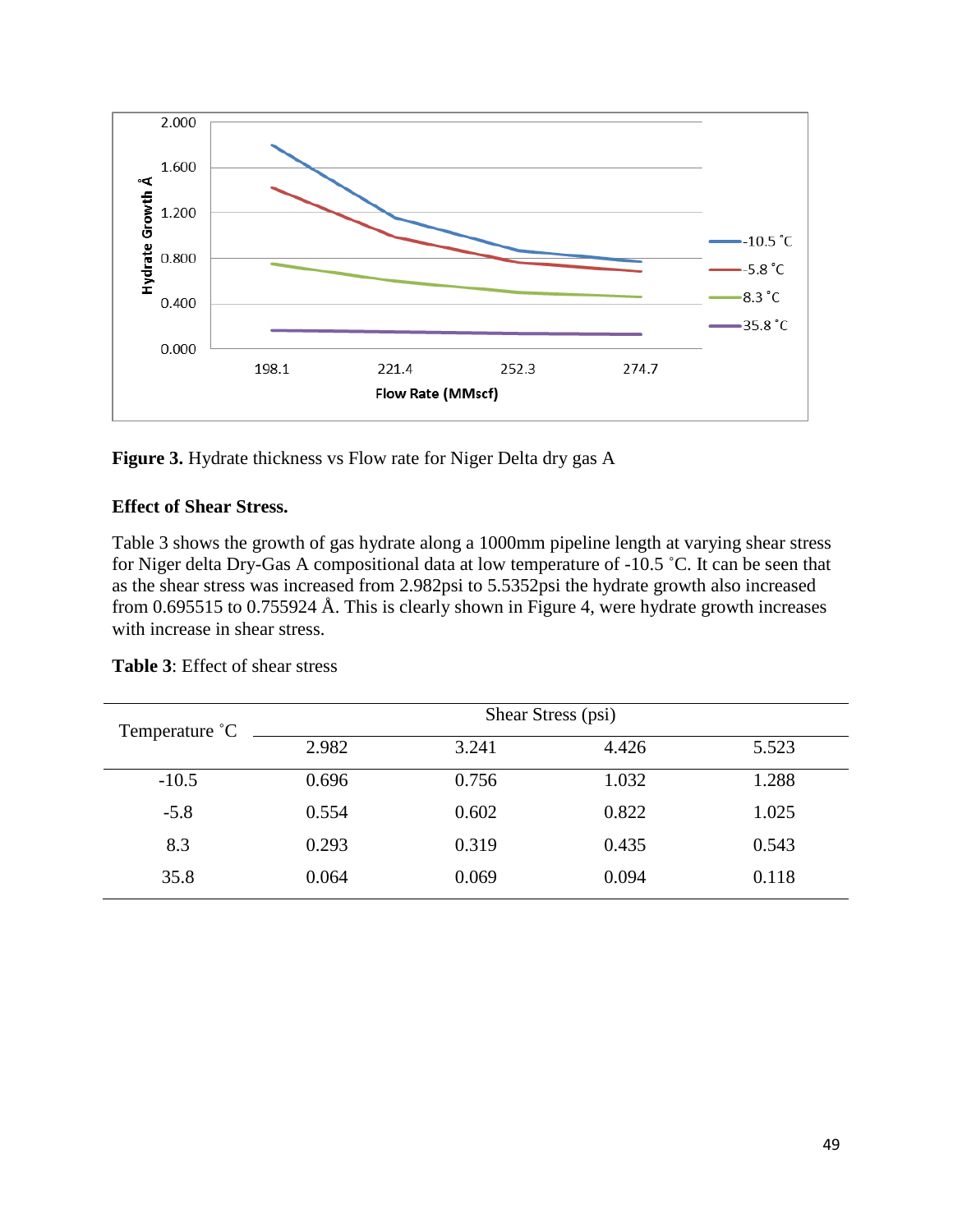**Figure 3.** Hydrate thickness vs Flow rate for Niger Delta dry gas A

**Effect of Shear Stress.**

Table 3 shows the growth of gas hydrate along a 1000mm pipeline length at varying shear stress for Niger delta Dry-Gas A compositional data at low temperature of -10.5 ˚C. It can be seen that as the shear stress was increased from 2.982psi to 5.5352psi the hydrate growth also increased from 0.695515 to 0.755924 Å. This is clearly shown in Figure 4, were hydrate growth increases with increase in shear stress.

**Table 3**: Effect of shear stress

| Temperature ˚C | Shear Stress (psi) | | | |
|---|---|---|---|---|
| | 2.982 | 3.241 | 4.426 | 5.523 |
| -10.5 | 0.696 | 0.756 | 1.032 | 1.288 |
| -5.8 | 0.554 | 0.602 | 0.822 | 1.025 |
| 8.3 | 0.293 | 0.319 | 0.435 | 0.543 |
| 35.8 | 0.064 | 0.069 | 0.094 | 0.118 |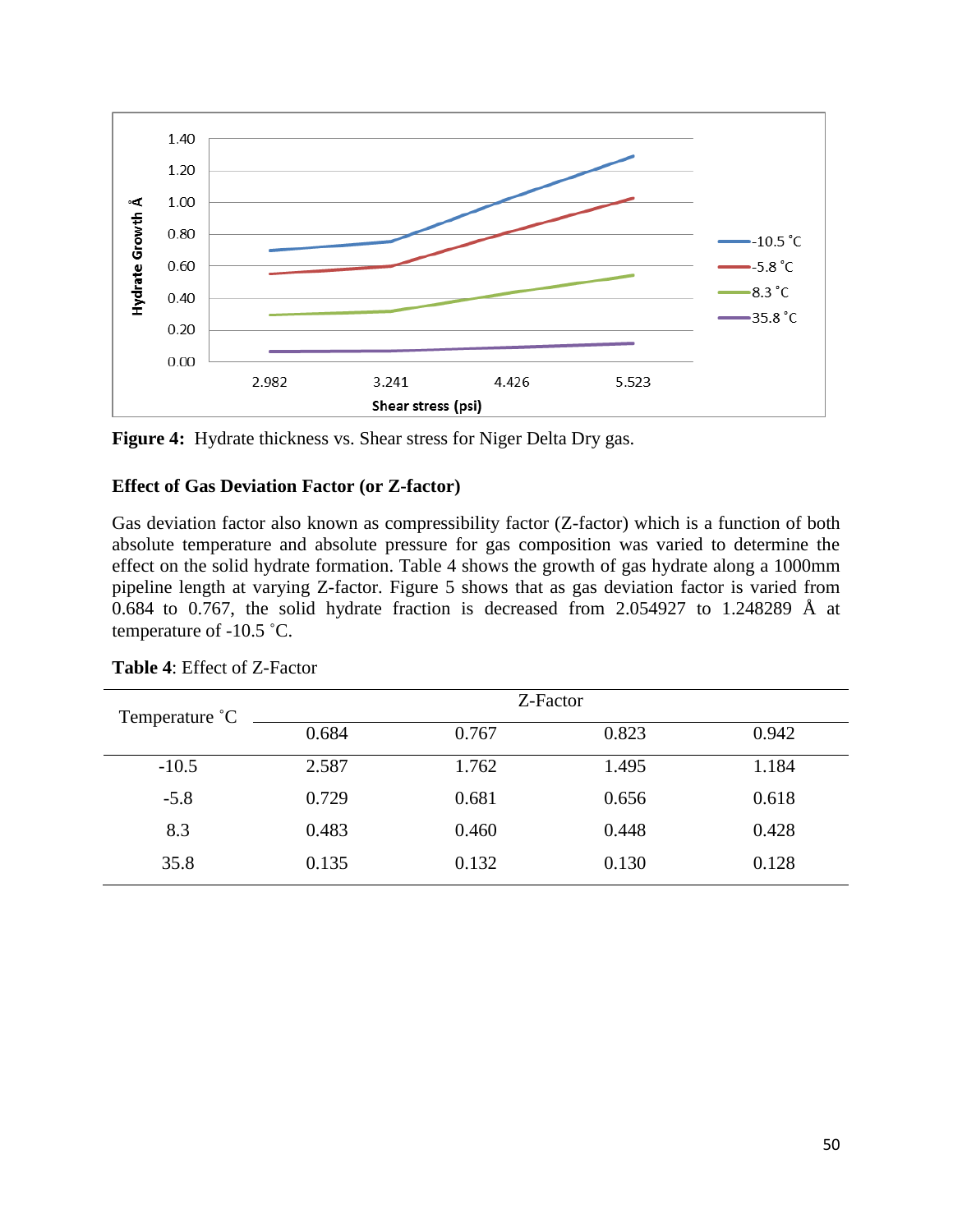**Figure 4:** Hydrate thickness vs. Shear stress for Niger Delta Dry gas.

### Effect of Gas Deviation Factor (or Z-factor)

Gas deviation factor also known as compressibility factor (Z-factor) which is a function of both absolute temperature and absolute pressure for gas composition was varied to determine the effect on the solid hydrate formation. Table 4 shows the growth of gas hydrate along a 1000mm pipeline length at varying Z-factor. Figure 5 shows that as gas deviation factor is varied from 0.684 to 0.767, the solid hydrate fraction is decreased from 2.054927 to 1.248289 Å at temperature of -10.5 ˚C.

**Table 4**: Effect of Z-Factor

| Temperature ˚C | Z-Factor | | | |
|---|---|---|---|---|
| | 0.684 | 0.767 | 0.823 | 0.942 |
| -10.5 | 2.587 | 1.762 | 1.495 | 1.184 |
| -5.8 | 0.729 | 0.681 | 0.656 | 0.618 |
| 8.3 | 0.483 | 0.460 | 0.448 | 0.428 |
| 35.8 | 0.135 | 0.132 | 0.130 | 0.128 |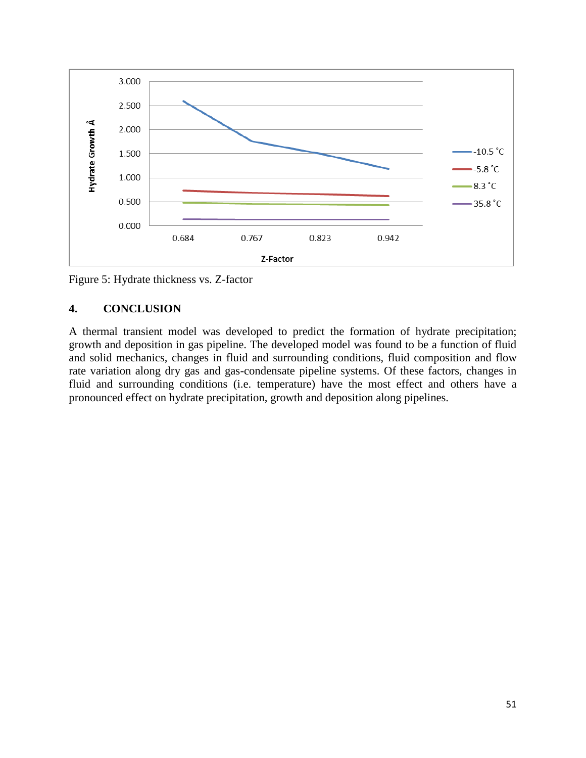3.000
2.500
2.000
1.500
1.000
0.500
0.000

Hydrate Growth Å

0.684
0.767
0.823
0.942

Z-Factor

-10.5 ˚C
-5.8 ˚C
8.3 ˚C
35.8 ˚C

Figure 5: Hydrate thickness vs. Z-factor

## 4. CONCLUSION

A thermal transient model was developed to predict the formation of hydrate precipitation; growth and deposition in gas pipeline. The developed model was found to be a function of fluid and solid mechanics, changes in fluid and surrounding conditions, fluid composition and flow rate variation along dry gas and gas-condensate pipeline systems. Of these factors, changes in fluid and surrounding conditions (i.e. temperature) have the most effect and others have a pronounced effect on hydrate precipitation, growth and deposition along pipelines.